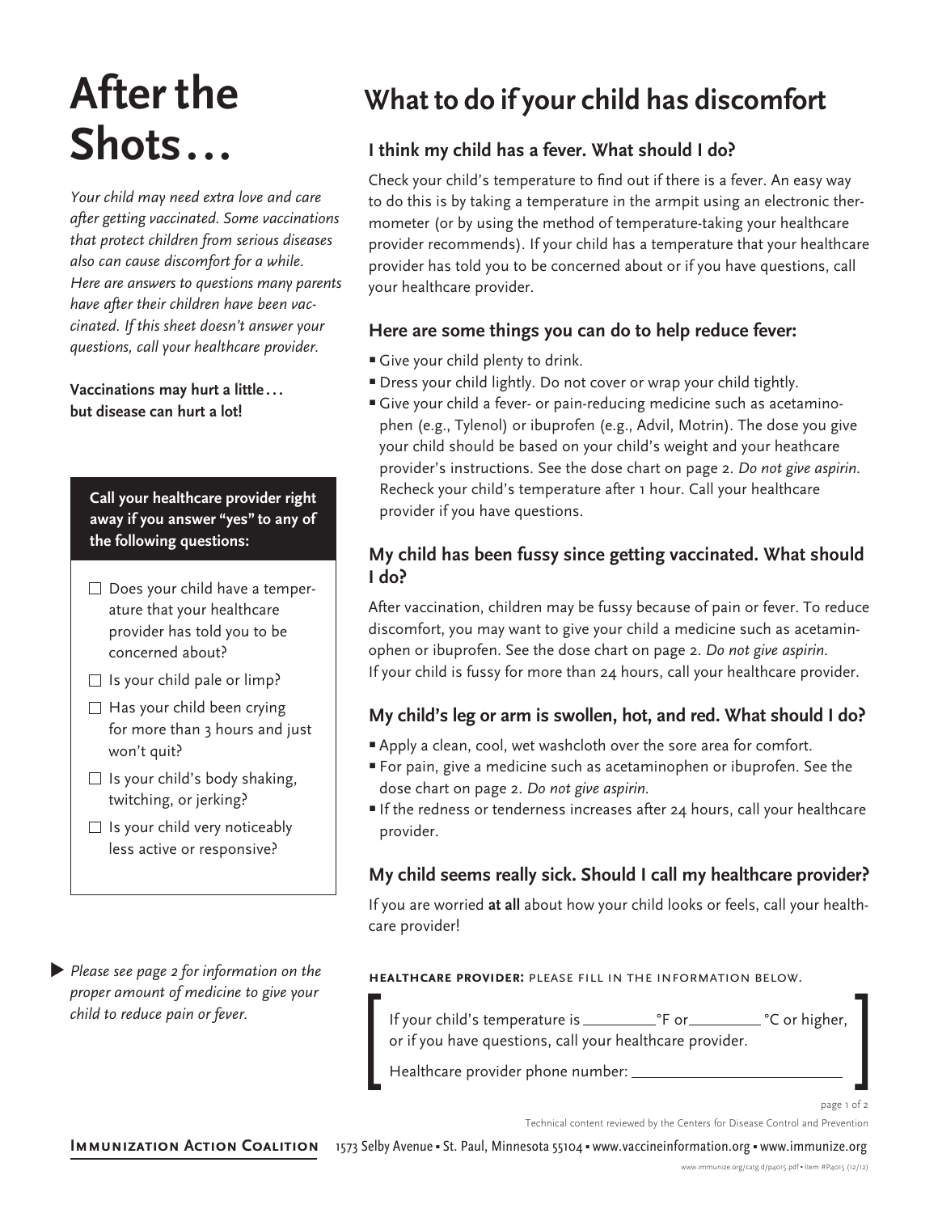# After the Shots…

*Your child may need extra love and care after getting vaccinated. Some vaccinations that protect children from serious diseases also can cause discomfort for a while. Here are answers to questions many parents have after their children have been vaccinated. If this sheet doesn't answer your questions, call your healthcare provider.*

**Vaccinations may hurt a little… but disease can hurt a lot!**

**Call your healthcare provider right away if you answer "yes" to any of the following questions:**

- ☐ Does your child have a temperature that your healthcare provider has told you to be concerned about?
- ☐ Is your child pale or limp?
- ☐ Has your child been crying for more than 3 hours and just won't quit?
- ☐ Is your child's body shaking, twitching, or jerking?
- ☐ Is your child very noticeably less active or responsive?

▶ *Please see page 2 for information on the proper amount of medicine to give your child to reduce pain or fever.*

## What to do if your child has discomfort

### I think my child has a fever. What should I do?

Check your child's temperature to find out if there is a fever. An easy way to do this is by taking a temperature in the armpit using an electronic thermometer (or by using the method of temperature-taking your healthcare provider recommends). If your child has a temperature that your healthcare provider has told you to be concerned about or if you have questions, call your healthcare provider.

### Here are some things you can do to help reduce fever:

- Give your child plenty to drink.
- Dress your child lightly. Do not cover or wrap your child tightly.
- Give your child a fever- or pain-reducing medicine such as acetaminophen (e.g., Tylenol) or ibuprofen (e.g., Advil, Motrin). The dose you give your child should be based on your child's weight and your heathcare provider's instructions. See the dose chart on page 2. *Do not give aspirin.* Recheck your child's temperature after 1 hour. Call your healthcare provider if you have questions.

### My child has been fussy since getting vaccinated. What should I do?

After vaccination, children may be fussy because of pain or fever. To reduce discomfort, you may want to give your child a medicine such as acetaminophen or ibuprofen. See the dose chart on page 2. *Do not give aspirin.* If your child is fussy for more than 24 hours, call your healthcare provider.

### My child's leg or arm is swollen, hot, and red. What should I do?

- Apply a clean, cool, wet washcloth over the sore area for comfort.
- For pain, give a medicine such as acetaminophen or ibuprofen. See the dose chart on page 2. *Do not give aspirin.*
- If the redness or tenderness increases after 24 hours, call your healthcare provider.

### My child seems really sick. Should I call my healthcare provider?

If you are worried **at all** about how your child looks or feels, call your healthcare provider!

**HEALTHCARE PROVIDER:** PLEASE FILL IN THE INFORMATION BELOW.

If your child's temperature is ________°F or________ °C or higher, or if you have questions, call your healthcare provider.

Healthcare provider phone number: ________________________

Technical content reviewed by the Centers for Disease Control and Prevention

**Immunization Action Coalition** 1573 Selby Avenue • St. Paul, Minnesota 55104 • www.vaccineinformation.org • www.immunize.org

www.immunize.org/catg.d/p4015.pdf • Item #P4015 (12/12)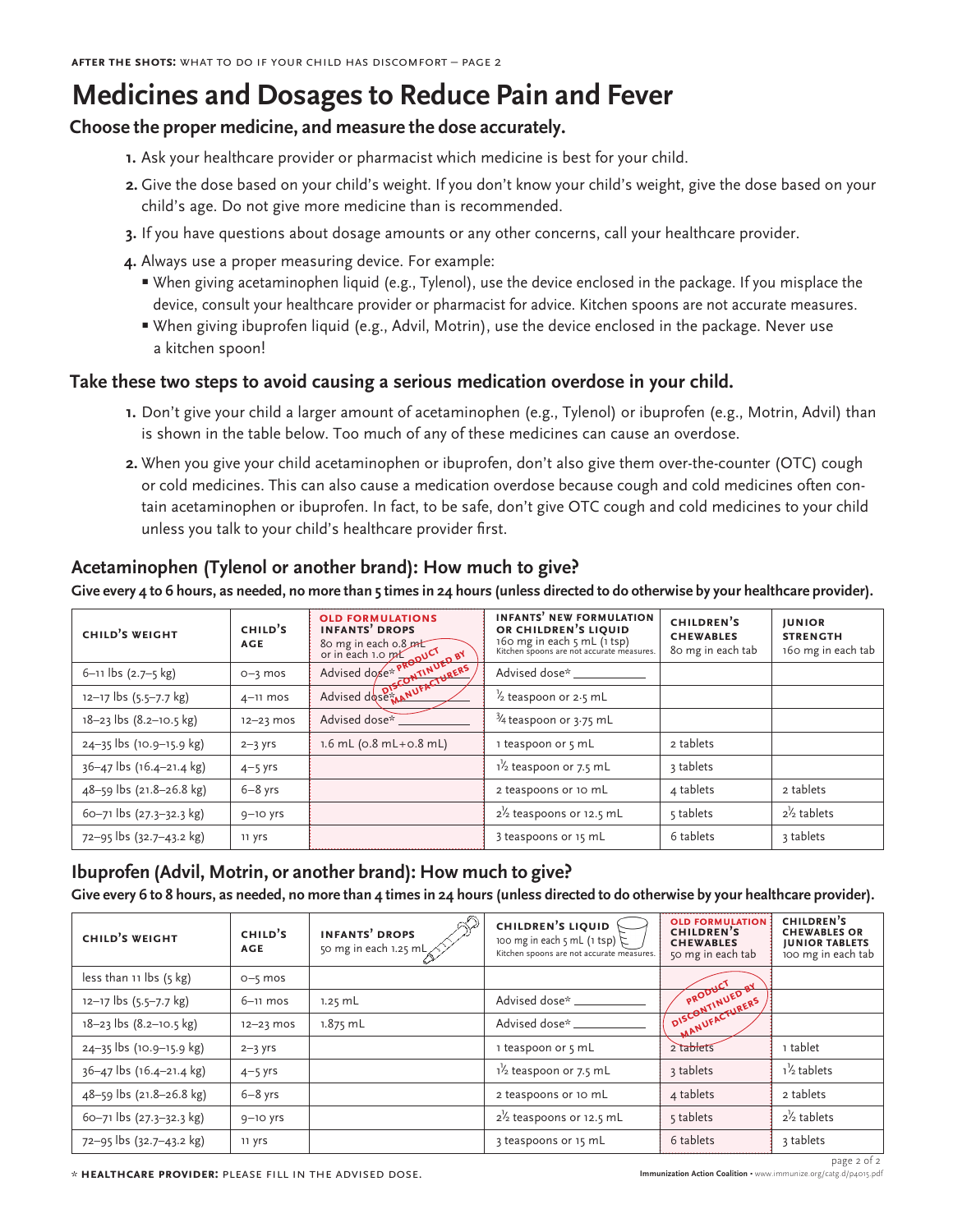# Medicines and Dosages to Reduce Pain and Fever

## Choose the proper medicine, and measure the dose accurately.

1. Ask your healthcare provider or pharmacist which medicine is best for your child.
2. Give the dose based on your child's weight. If you don't know your child's weight, give the dose based on your child's age. Do not give more medicine than is recommended.
3. If you have questions about dosage amounts or any other concerns, call your healthcare provider.
4. Always use a proper measuring device. For example:
   - When giving acetaminophen liquid (e.g., Tylenol), use the device enclosed in the package. If you misplace the device, consult your healthcare provider or pharmacist for advice. Kitchen spoons are not accurate measures.
   - When giving ibuprofen liquid (e.g., Advil, Motrin), use the device enclosed in the package. Never use a kitchen spoon!

## Take these two steps to avoid causing a serious medication overdose in your child.

1. Don't give your child a larger amount of acetaminophen (e.g., Tylenol) or ibuprofen (e.g., Motrin, Advil) than is shown in the table below. Too much of any of these medicines can cause an overdose.
2. When you give your child acetaminophen or ibuprofen, don't also give them over-the-counter (OTC) cough or cold medicines. This can also cause a medication overdose because cough and cold medicines often contain acetaminophen or ibuprofen. In fact, to be safe, don't give OTC cough and cold medicines to your child unless you talk to your child's healthcare provider first.

## Acetaminophen (Tylenol or another brand): How much to give?

**Give every 4 to 6 hours, as needed, no more than 5 times in 24 hours (unless directed to do otherwise by your healthcare provider).**

| CHILD'S WEIGHT | CHILD'S AGE | OLD FORMULATIONS INFANTS' DROPS 80 mg in each 0.8 mL or in each 1.0 mL (PRODUCT DISCONTINUED BY MANUFACTURERS) | INFANTS' NEW FORMULATION OR CHILDREN'S LIQUID 160 mg in each 5 mL (1 tsp) Kitchen spoons are not accurate measures. | CHILDREN'S CHEWABLES 80 mg in each tab | JUNIOR STRENGTH 160 mg in each tab |
|---|---|---|---|---|---|
| 6–11 lbs (2.7–5 kg) | 0–3 mos | Advised dose* | Advised dose* ___________ | | |
| 12–17 lbs (5.5–7.7 kg) | 4–11 mos | Advised dose* | ½ teaspoon or 2.5 mL | | |
| 18–23 lbs (8.2–10.5 kg) | 12–23 mos | Advised dose* ___________ | ¾ teaspoon or 3.75 mL | | |
| 24–35 lbs (10.9–15.9 kg) | 2–3 yrs | 1.6 mL (0.8 mL+0.8 mL) | 1 teaspoon or 5 mL | 2 tablets | |
| 36–47 lbs (16.4–21.4 kg) | 4–5 yrs | | 1½ teaspoon or 7.5 mL | 3 tablets | |
| 48–59 lbs (21.8–26.8 kg) | 6–8 yrs | | 2 teaspoons or 10 mL | 4 tablets | 2 tablets |
| 60–71 lbs (27.3–32.3 kg) | 9–10 yrs | | 2½ teaspoons or 12.5 mL | 5 tablets | 2½ tablets |
| 72–95 lbs (32.7–43.2 kg) | 11 yrs | | 3 teaspoons or 15 mL | 6 tablets | 3 tablets |

## Ibuprofen (Advil, Motrin, or another brand): How much to give?

**Give every 6 to 8 hours, as needed, no more than 4 times in 24 hours (unless directed to do otherwise by your healthcare provider).**

| CHILD'S WEIGHT | CHILD'S AGE | INFANTS' DROPS 50 mg in each 1.25 mL | CHILDREN'S LIQUID 100 mg in each 5 mL (1 tsp) Kitchen spoons are not accurate measures. | OLD FORMULATION CHILDREN'S CHEWABLES 50 mg in each tab (PRODUCT DISCONTINUED BY MANUFACTURERS) | CHILDREN'S CHEWABLES OR JUNIOR TABLETS 100 mg in each tab |
|---|---|---|---|---|---|
| less than 11 lbs (5 kg) | 0–5 mos | | | | |
| 12–17 lbs (5.5–7.7 kg) | 6–11 mos | 1.25 mL | Advised dose* ___________ | | |
| 18–23 lbs (8.2–10.5 kg) | 12–23 mos | 1.875 mL | Advised dose* ___________ | | |
| 24–35 lbs (10.9–15.9 kg) | 2–3 yrs | | 1 teaspoon or 5 mL | 2 tablets | 1 tablet |
| 36–47 lbs (16.4–21.4 kg) | 4–5 yrs | | 1½ teaspoon or 7.5 mL | 3 tablets | 1½ tablets |
| 48–59 lbs (21.8–26.8 kg) | 6–8 yrs | | 2 teaspoons or 10 mL | 4 tablets | 2 tablets |
| 60–71 lbs (27.3–32.3 kg) | 9–10 yrs | | 2½ teaspoons or 12.5 mL | 5 tablets | 2½ tablets |
| 72–95 lbs (32.7–43.2 kg) | 11 yrs | | 3 teaspoons or 15 mL | 6 tablets | 3 tablets |

\* **HEALTHCARE PROVIDER:** PLEASE FILL IN THE ADVISED DOSE.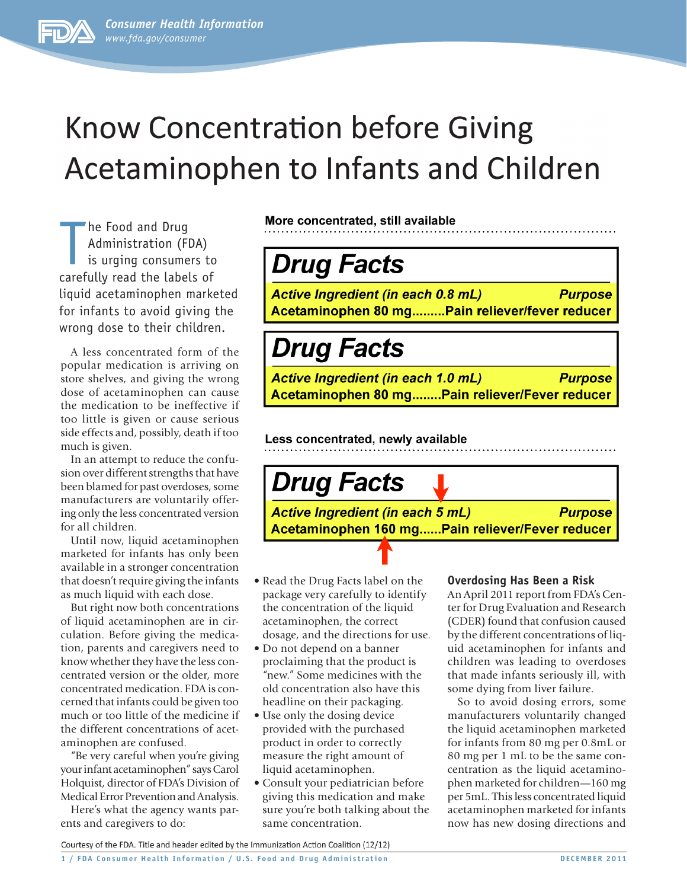# Know Concentration before Giving Acetaminophen to Infants and Children

The Food and Drug Administration (FDA) is urging consumers to carefully read the labels of liquid acetaminophen marketed for infants to avoid giving the wrong dose to their children.

A less concentrated form of the popular medication is arriving on store shelves, and giving the wrong dose of acetaminophen can cause the medication to be ineffective if too little is given or cause serious side effects and, possibly, death if too much is given.

In an attempt to reduce the confusion over different strengths that have been blamed for past overdoses, some manufacturers are voluntarily offering only the less concentrated version for all children.

Until now, liquid acetaminophen marketed for infants has only been available in a stronger concentration that doesn't require giving the infants as much liquid with each dose.

But right now both concentrations of liquid acetaminophen are in circulation. Before giving the medication, parents and caregivers need to know whether they have the less concentrated version or the older, more concentrated medication. FDA is concerned that infants could be given too much or too little of the medicine if the different concentrations of acetaminophen are confused.

"Be very careful when you're giving your infant acetaminophen" says Carol Holquist, director of FDA's Division of Medical Error Prevention and Analysis.

Here's what the agency wants parents and caregivers to do:

**More concentrated, still available**

**Drug Facts**

| *Active Ingredient (in each 0.8 mL)* | *Purpose* |
|---|---|
| Acetaminophen 80 mg......... | Pain reliever/fever reducer |

**Drug Facts**

| *Active Ingredient (in each 1.0 mL)* | *Purpose* |
|---|---|
| Acetaminophen 80 mg........ | Pain reliever/Fever reducer |

**Less concentrated, newly available**

**Drug Facts**

| *Active Ingredient (in each 5 mL)* | *Purpose* |
|---|---|
| Acetaminophen 160 mg...... | Pain reliever/Fever reducer |

- Read the Drug Facts label on the package very carefully to identify the concentration of the liquid acetaminophen, the correct dosage, and the directions for use.
- Do not depend on a banner proclaiming that the product is "new." Some medicines with the old concentration also have this headline on their packaging.
- Use only the dosing device provided with the purchased product in order to correctly measure the right amount of liquid acetaminophen.
- Consult your pediatrician before giving this medication and make sure you're both talking about the same concentration.

### Overdosing Has Been a Risk

An April 2011 report from FDA's Center for Drug Evaluation and Research (CDER) found that confusion caused by the different concentrations of liquid acetaminophen for infants and children was leading to overdoses that made infants seriously ill, with some dying from liver failure.

So to avoid dosing errors, some manufacturers voluntarily changed the liquid acetaminophen marketed for infants from 80 mg per 0.8mL or 80 mg per 1 mL to be the same concentration as the liquid acetaminophen marketed for children—160 mg per 5mL. This less concentrated liquid acetaminophen marketed for infants now has new dosing directions and

Courtesy of the FDA. Title and header edited by the Immunization Action Coalition (12/12)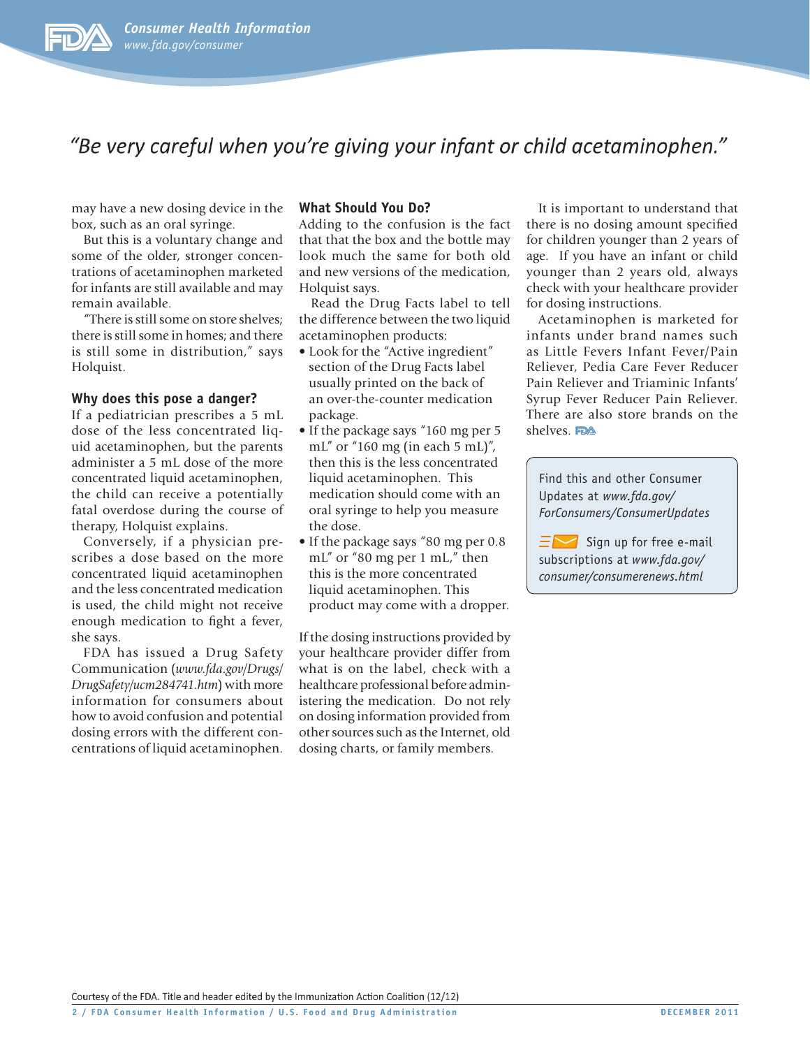*"Be very careful when you're giving your infant or child acetaminophen."*

may have a new dosing device in the box, such as an oral syringe.

But this is a voluntary change and some of the older, stronger concentrations of acetaminophen marketed for infants are still available and may remain available.

"There is still some on store shelves; there is still some in homes; and there is still some in distribution," says Holquist.

### Why does this pose a danger?

If a pediatrician prescribes a 5 mL dose of the less concentrated liquid acetaminophen, but the parents administer a 5 mL dose of the more concentrated liquid acetaminophen, the child can receive a potentially fatal overdose during the course of therapy, Holquist explains.

Conversely, if a physician prescribes a dose based on the more concentrated liquid acetaminophen and the less concentrated medication is used, the child might not receive enough medication to fight a fever, she says.

FDA has issued a Drug Safety Communication (*www.fda.gov/Drugs/DrugSafety/ucm284741.htm*) with more information for consumers about how to avoid confusion and potential dosing errors with the different concentrations of liquid acetaminophen.

### What Should You Do?

Adding to the confusion is the fact that that the box and the bottle may look much the same for both old and new versions of the medication, Holquist says.

Read the Drug Facts label to tell the difference between the two liquid acetaminophen products:

- Look for the "Active ingredient" section of the Drug Facts label usually printed on the back of an over-the-counter medication package.
- If the package says "160 mg per 5 mL" or "160 mg (in each 5 mL)", then this is the less concentrated liquid acetaminophen. This medication should come with an oral syringe to help you measure the dose.
- If the package says "80 mg per 0.8 mL" or "80 mg per 1 mL," then this is the more concentrated liquid acetaminophen. This product may come with a dropper.

If the dosing instructions provided by your healthcare provider differ from what is on the label, check with a healthcare professional before administering the medication. Do not rely on dosing information provided from other sources such as the Internet, old dosing charts, or family members.

It is important to understand that there is no dosing amount specified for children younger than 2 years of age. If you have an infant or child younger than 2 years old, always check with your healthcare provider for dosing instructions.

Acetaminophen is marketed for infants under brand names such as Little Fevers Infant Fever/Pain Reliever, Pedia Care Fever Reducer Pain Reliever and Triaminic Infants' Syrup Fever Reducer Pain Reliever. There are also store brands on the shelves.

Find this and other Consumer Updates at *www.fda.gov/ForConsumers/ConsumerUpdates*

Sign up for free e-mail subscriptions at *www.fda.gov/consumer/consumerenews.html*

Courtesy of the FDA. Title and header edited by the Immunization Action Coalition (12/12)